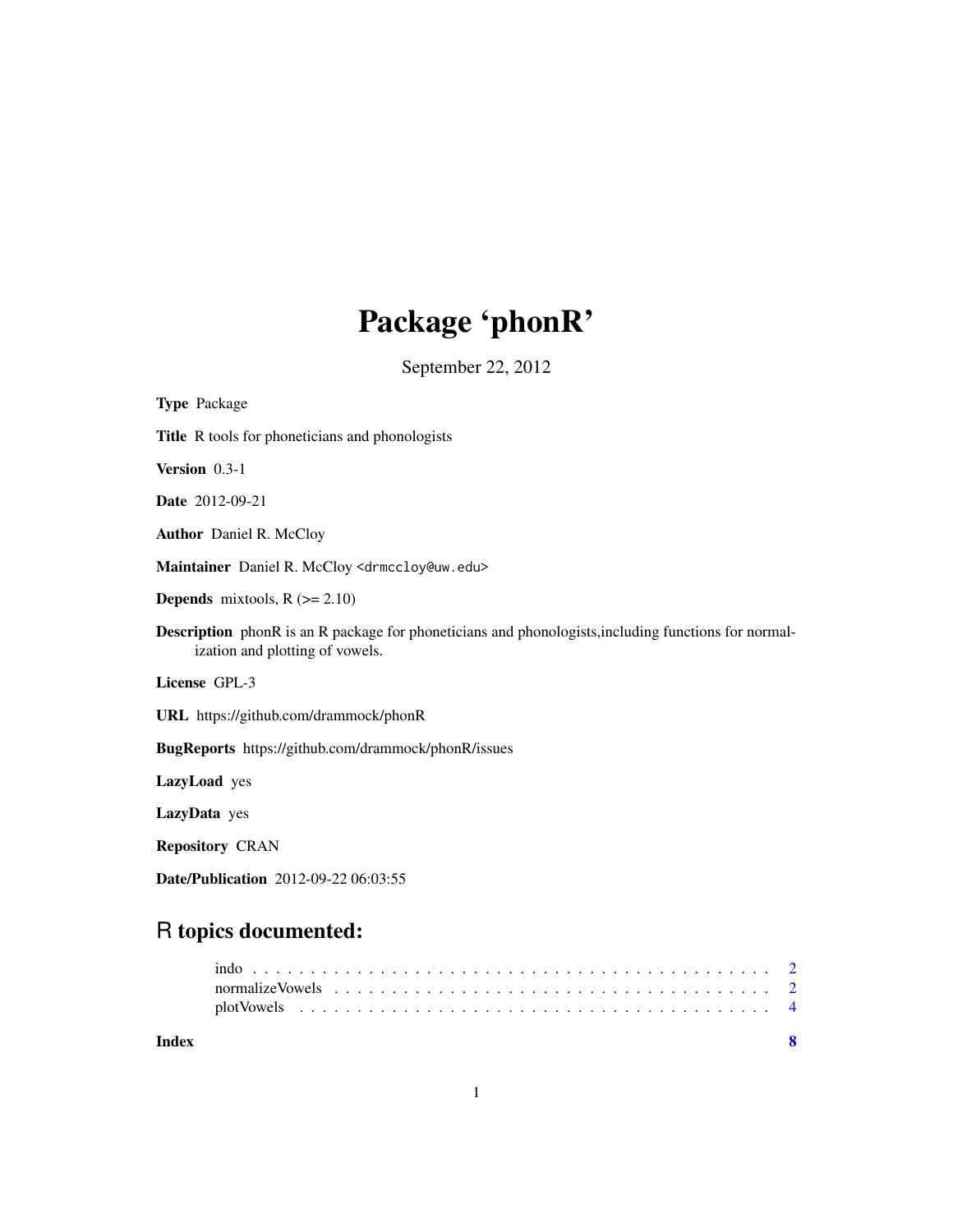# Package 'phonR'

September 22, 2012

**Type** Package

**Title** R tools for phoneticians and phonologists

**Version** 0.3-1

**Date** 2012-09-21

**Author** Daniel R. McCloy

**Maintainer** Daniel R. McCloy <drmccloy@uw.edu>

**Depends** mixtools, R (>= 2.10)

**Description** phonR is an R package for phoneticians and phonologists,including functions for normalization and plotting of vowels.

**License** GPL-3

**URL** https://github.com/drammock/phonR

**BugReports** https://github.com/drammock/phonR/issues

**LazyLoad** yes

**LazyData** yes

**Repository** CRAN

**Date/Publication** 2012-09-22 06:03:55

## R topics documented:

- indo . . . . . . . . . . . . . . . . . . . . . . . . . . . . . . . . . . . . . . . . . . . . 2
- normalizeVowels . . . . . . . . . . . . . . . . . . . . . . . . . . . . . . . . . . . . . 2
- plotVowels . . . . . . . . . . . . . . . . . . . . . . . . . . . . . . . . . . . . . . . . 4

**Index** **8**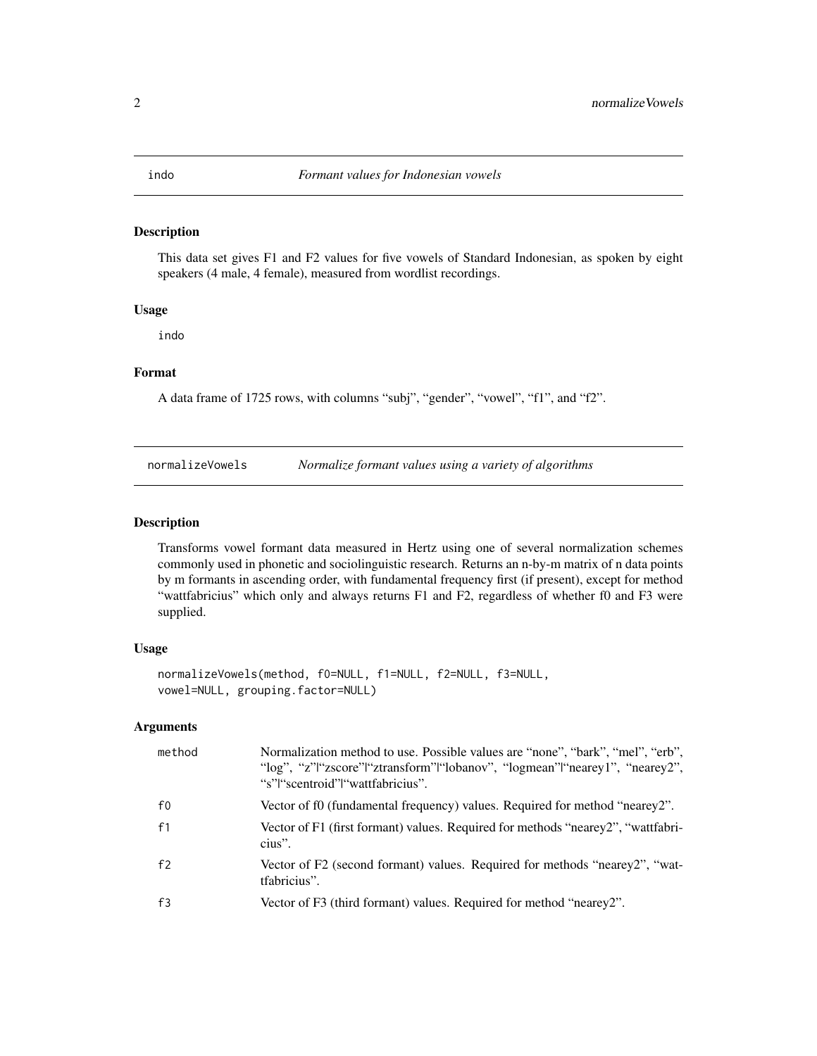## indo — *Formant values for Indonesian vowels*

### Description

This data set gives F1 and F2 values for five vowels of Standard Indonesian, as spoken by eight speakers (4 male, 4 female), measured from wordlist recordings.

### Usage

```
indo
```

### Format

A data frame of 1725 rows, with columns "subj", "gender", "vowel", "f1", and "f2".

## normalizeVowels — *Normalize formant values using a variety of algorithms*

### Description

Transforms vowel formant data measured in Hertz using one of several normalization schemes commonly used in phonetic and sociolinguistic research. Returns an n-by-m matrix of n data points by m formants in ascending order, with fundamental frequency first (if present), except for method "wattfabricius" which only and always returns F1 and F2, regardless of whether f0 and F3 were supplied.

### Usage

```
normalizeVowels(method, f0=NULL, f1=NULL, f2=NULL, f3=NULL,
vowel=NULL, grouping.factor=NULL)
```

### Arguments

| | |
|---|---|
| `method` | Normalization method to use. Possible values are "none", "bark", "mel", "erb", "log", "z"\|"zscore"\|"ztransform"\|"lobanov", "logmean"\|"nearey1", "nearey2", "s"\|"scentroid"\|"wattfabricius". |
| `f0` | Vector of f0 (fundamental frequency) values. Required for method "nearey2". |
| `f1` | Vector of F1 (first formant) values. Required for methods "nearey2", "wattfabricius". |
| `f2` | Vector of F2 (second formant) values. Required for methods "nearey2", "wattfabricius". |
| `f3` | Vector of F3 (third formant) values. Required for method "nearey2". |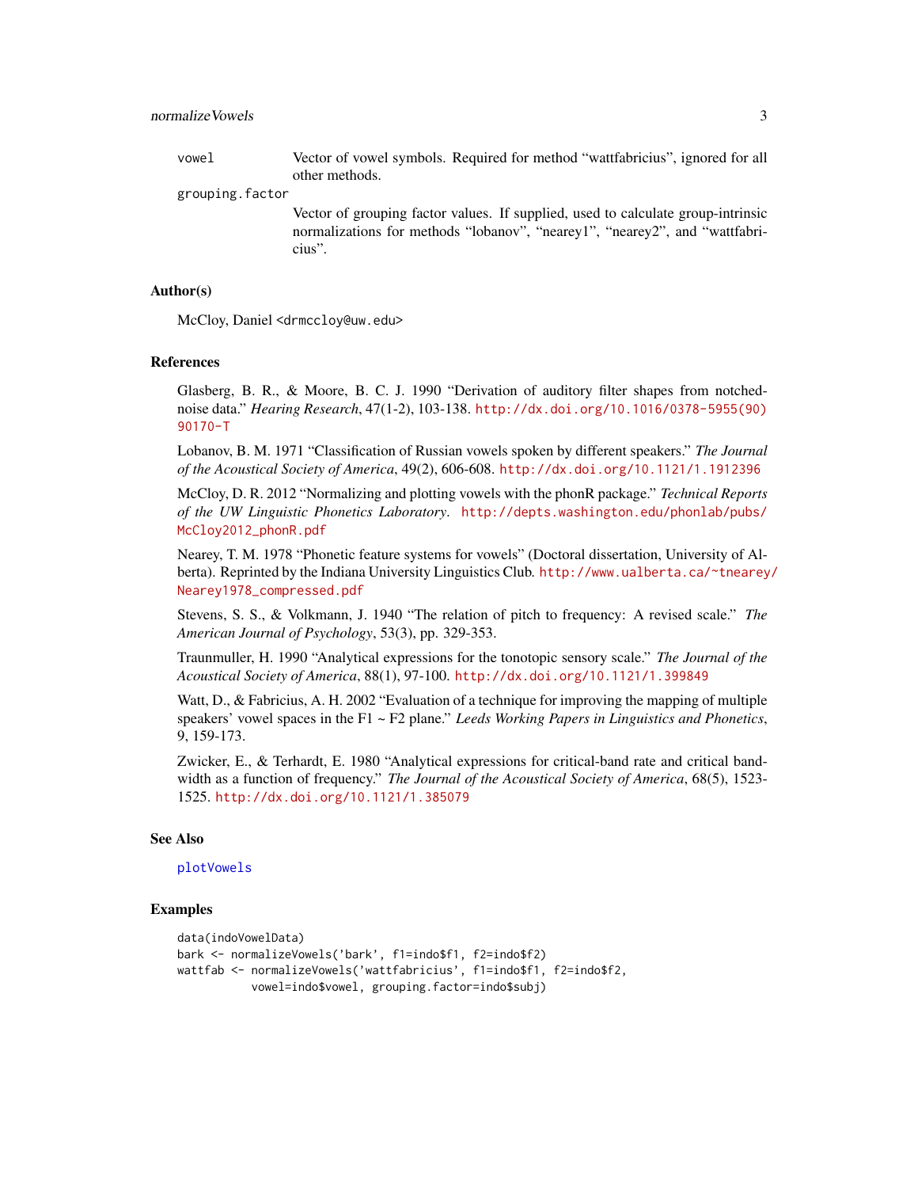| | |
|---|---|
| `vowel` | Vector of vowel symbols. Required for method “wattfabricius”, ignored for all other methods. |
| `grouping.factor` | Vector of grouping factor values. If supplied, used to calculate group-intrinsic normalizations for methods “lobanov”, “nearey1”, “nearey2”, and “wattfabricius”. |

## Author(s)

McCloy, Daniel <drmccloy@uw.edu>

## References

Glasberg, B. R., & Moore, B. C. J. 1990 “Derivation of auditory filter shapes from notched-noise data.” *Hearing Research*, 47(1-2), 103-138. http://dx.doi.org/10.1016/0378-5955(90)90170-T

Lobanov, B. M. 1971 “Classification of Russian vowels spoken by different speakers.” *The Journal of the Acoustical Society of America*, 49(2), 606-608. http://dx.doi.org/10.1121/1.1912396

McCloy, D. R. 2012 “Normalizing and plotting vowels with the phonR package.” *Technical Reports of the UW Linguistic Phonetics Laboratory*. http://depts.washington.edu/phonlab/pubs/McCloy2012_phonR.pdf

Nearey, T. M. 1978 “Phonetic feature systems for vowels” (Doctoral dissertation, University of Alberta). Reprinted by the Indiana University Linguistics Club. http://www.ualberta.ca/~tnearey/Nearey1978_compressed.pdf

Stevens, S. S., & Volkmann, J. 1940 “The relation of pitch to frequency: A revised scale.” *The American Journal of Psychology*, 53(3), pp. 329-353.

Traunmuller, H. 1990 “Analytical expressions for the tonotopic sensory scale.” *The Journal of the Acoustical Society of America*, 88(1), 97-100. http://dx.doi.org/10.1121/1.399849

Watt, D., & Fabricius, A. H. 2002 “Evaluation of a technique for improving the mapping of multiple speakers’ vowel spaces in the F1 ~ F2 plane.” *Leeds Working Papers in Linguistics and Phonetics*, 9, 159-173.

Zwicker, E., & Terhardt, E. 1980 “Analytical expressions for critical-band rate and critical bandwidth as a function of frequency.” *The Journal of the Acoustical Society of America*, 68(5), 1523-1525. http://dx.doi.org/10.1121/1.385079

## See Also

plotVowels

## Examples

```
data(indoVowelData)
bark <- normalizeVowels('bark', f1=indo$f1, f2=indo$f2)
wattfab <- normalizeVowels('wattfabricius', f1=indo$f1, f2=indo$f2,
           vowel=indo$vowel, grouping.factor=indo$subj)
```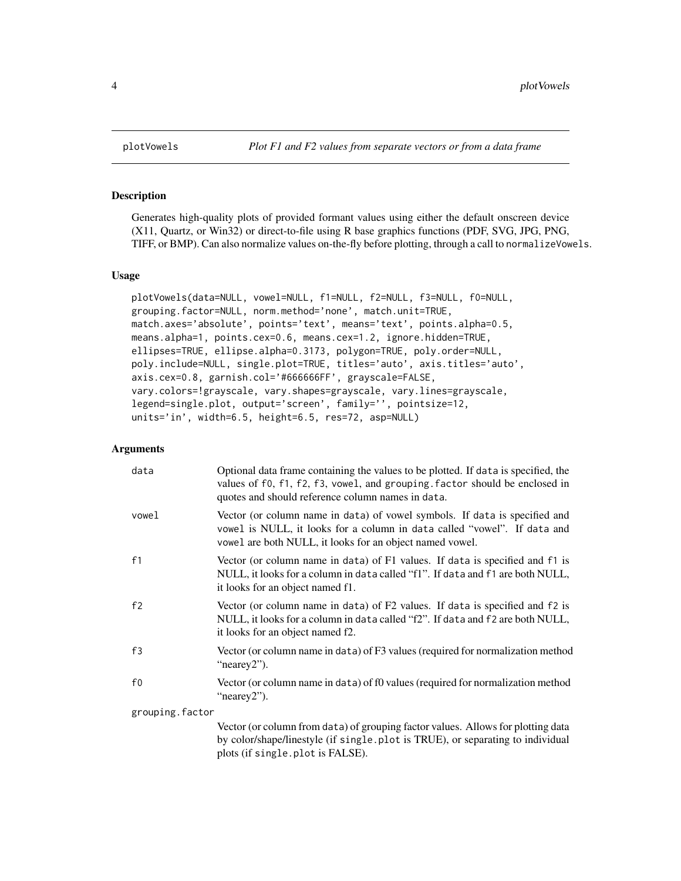plotVowels *Plot F1 and F2 values from separate vectors or from a data frame*

## Description

Generates high-quality plots of provided formant values using either the default onscreen device (X11, Quartz, or Win32) or direct-to-file using R base graphics functions (PDF, SVG, JPG, PNG, TIFF, or BMP). Can also normalize values on-the-fly before plotting, through a call to `normalizeVowels`.

## Usage

```
plotVowels(data=NULL, vowel=NULL, f1=NULL, f2=NULL, f3=NULL, f0=NULL,
grouping.factor=NULL, norm.method='none', match.unit=TRUE,
match.axes='absolute', points='text', means='text', points.alpha=0.5,
means.alpha=1, points.cex=0.6, means.cex=1.2, ignore.hidden=TRUE,
ellipses=TRUE, ellipse.alpha=0.3173, polygon=TRUE, poly.order=NULL,
poly.include=NULL, single.plot=TRUE, titles='auto', axis.titles='auto',
axis.cex=0.8, garnish.col='#666666FF', grayscale=FALSE,
vary.colors=!grayscale, vary.shapes=grayscale, vary.lines=grayscale,
legend=single.plot, output='screen', family='', pointsize=12,
units='in', width=6.5, height=6.5, res=72, asp=NULL)
```

## Arguments

`data` Optional data frame containing the values to be plotted. If `data` is specified, the values of `f0`, `f1`, `f2`, `f3`, `vowel`, and `grouping.factor` should be enclosed in quotes and should reference column names in `data`.

`vowel` Vector (or column name in `data`) of vowel symbols. If `data` is specified and `vowel` is NULL, it looks for a column in `data` called "vowel". If `data` and `vowel` are both NULL, it looks for an object named vowel.

`f1` Vector (or column name in `data`) of F1 values. If `data` is specified and `f1` is NULL, it looks for a column in `data` called "f1". If `data` and `f1` are both NULL, it looks for an object named f1.

`f2` Vector (or column name in `data`) of F2 values. If `data` is specified and `f2` is NULL, it looks for a column in `data` called "f2". If `data` and `f2` are both NULL, it looks for an object named f2.

`f3` Vector (or column name in `data`) of F3 values (required for normalization method "nearey2").

`f0` Vector (or column name in `data`) of f0 values (required for normalization method "nearey2").

`grouping.factor` Vector (or column from `data`) of grouping factor values. Allows for plotting data by color/shape/linestyle (if `single.plot` is TRUE), or separating to individual plots (if `single.plot` is FALSE).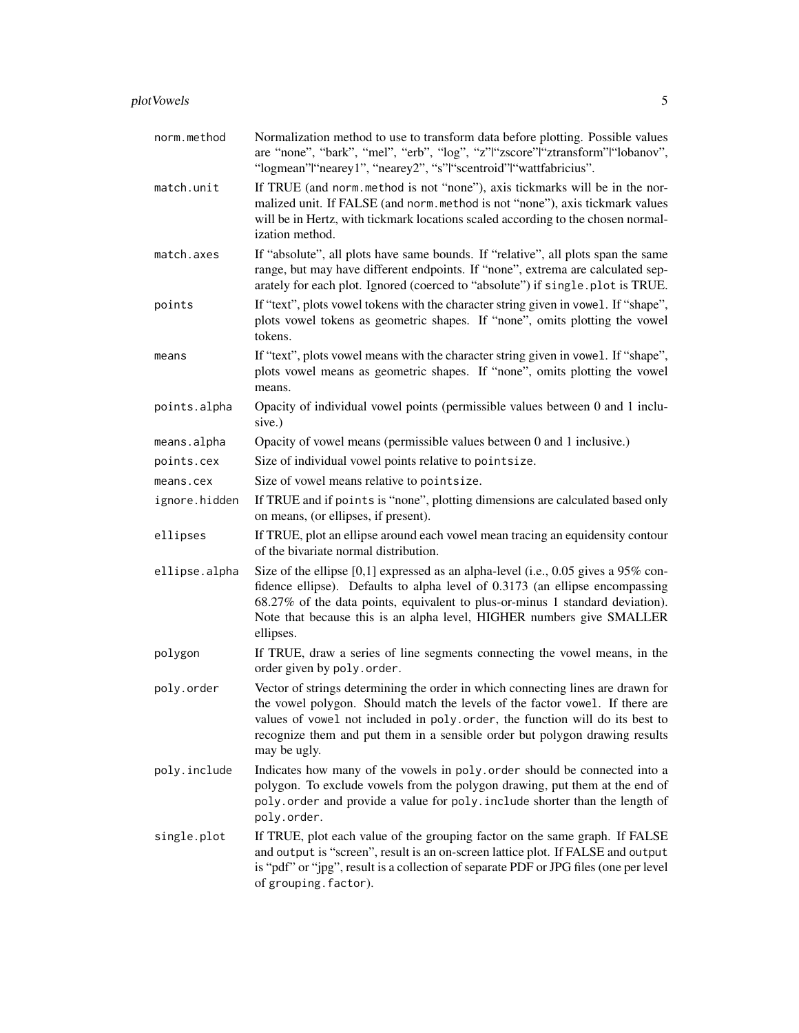| | |
|---|---|
| `norm.method` | Normalization method to use to transform data before plotting. Possible values are “none”, “bark”, “mel”, “erb”, “log”, “z”\|“zscore”\|“ztransform”\|“lobanov”, “logmean”\|“nearey1”, “nearey2”, “s”\|“scentroid”\|“wattfabricius”. |
| `match.unit` | If TRUE (and `norm.method` is not “none”), axis tickmarks will be in the normalized unit. If FALSE (and `norm.method` is not “none”), axis tickmark values will be in Hertz, with tickmark locations scaled according to the chosen normalization method. |
| `match.axes` | If “absolute”, all plots have same bounds. If “relative”, all plots span the same range, but may have different endpoints. If “none”, extrema are calculated separately for each plot. Ignored (coerced to “absolute”) if `single.plot` is TRUE. |
| `points` | If “text”, plots vowel tokens with the character string given in `vowel`. If “shape”, plots vowel tokens as geometric shapes. If “none”, omits plotting the vowel tokens. |
| `means` | If “text”, plots vowel means with the character string given in `vowel`. If “shape”, plots vowel means as geometric shapes. If “none”, omits plotting the vowel means. |
| `points.alpha` | Opacity of individual vowel points (permissible values between 0 and 1 inclusive.) |
| `means.alpha` | Opacity of vowel means (permissible values between 0 and 1 inclusive.) |
| `points.cex` | Size of individual vowel points relative to `pointsize`. |
| `means.cex` | Size of vowel means relative to `pointsize`. |
| `ignore.hidden` | If TRUE and if `points` is “none”, plotting dimensions are calculated based only on means, (or ellipses, if present). |
| `ellipses` | If TRUE, plot an ellipse around each vowel mean tracing an equidensity contour of the bivariate normal distribution. |
| `ellipse.alpha` | Size of the ellipse [0,1] expressed as an alpha-level (i.e., 0.05 gives a 95% confidence ellipse). Defaults to alpha level of 0.3173 (an ellipse encompassing 68.27% of the data points, equivalent to plus-or-minus 1 standard deviation). Note that because this is an alpha level, HIGHER numbers give SMALLER ellipses. |
| `polygon` | If TRUE, draw a series of line segments connecting the vowel means, in the order given by `poly.order`. |
| `poly.order` | Vector of strings determining the order in which connecting lines are drawn for the vowel polygon. Should match the levels of the factor `vowel`. If there are values of `vowel` not included in `poly.order`, the function will do its best to recognize them and put them in a sensible order but polygon drawing results may be ugly. |
| `poly.include` | Indicates how many of the vowels in `poly.order` should be connected into a polygon. To exclude vowels from the polygon drawing, put them at the end of `poly.order` and provide a value for `poly.include` shorter than the length of `poly.order`. |
| `single.plot` | If TRUE, plot each value of the grouping factor on the same graph. If FALSE and `output` is “screen”, result is an on-screen lattice plot. If FALSE and `output` is “pdf” or “jpg”, result is a collection of separate PDF or JPG files (one per level of `grouping.factor`). |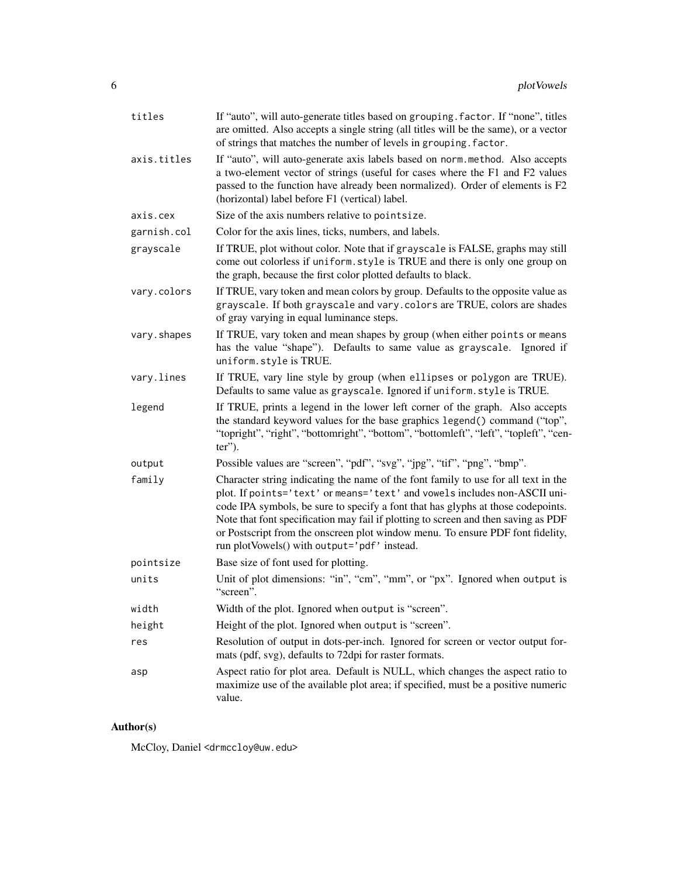| | |
|---|---|
| `titles` | If "auto", will auto-generate titles based on `grouping.factor`. If "none", titles are omitted. Also accepts a single string (all titles will be the same), or a vector of strings that matches the number of levels in `grouping.factor`. |
| `axis.titles` | If "auto", will auto-generate axis labels based on `norm.method`. Also accepts a two-element vector of strings (useful for cases where the F1 and F2 values passed to the function have already been normalized). Order of elements is F2 (horizontal) label before F1 (vertical) label. |
| `axis.cex` | Size of the axis numbers relative to `pointsize`. |
| `garnish.col` | Color for the axis lines, ticks, numbers, and labels. |
| `grayscale` | If TRUE, plot without color. Note that if `grayscale` is FALSE, graphs may still come out colorless if `uniform.style` is TRUE and there is only one group on the graph, because the first color plotted defaults to black. |
| `vary.colors` | If TRUE, vary token and mean colors by group. Defaults to the opposite value as `grayscale`. If both `grayscale` and `vary.colors` are TRUE, colors are shades of gray varying in equal luminance steps. |
| `vary.shapes` | If TRUE, vary token and mean shapes by group (when either `points` or `means` has the value "shape"). Defaults to same value as `grayscale`. Ignored if `uniform.style` is TRUE. |
| `vary.lines` | If TRUE, vary line style by group (when `ellipses` or `polygon` are TRUE). Defaults to same value as `grayscale`. Ignored if `uniform.style` is TRUE. |
| `legend` | If TRUE, prints a legend in the lower left corner of the graph. Also accepts the standard keyword values for the base graphics `legend()` command ("top", "topright", "right", "bottomright", "bottom", "bottomleft", "left", "topleft", "center"). |
| `output` | Possible values are "screen", "pdf", "svg", "jpg", "tif", "png", "bmp". |
| `family` | Character string indicating the name of the font family to use for all text in the plot. If `points='text'` or `means='text'` and `vowels` includes non-ASCII unicode IPA symbols, be sure to specify a font that has glyphs at those codepoints. Note that font specification may fail if plotting to screen and then saving as PDF or Postscript from the onscreen plot window menu. To ensure PDF font fidelity, run plotVowels() with `output='pdf'` instead. |
| `pointsize` | Base size of font used for plotting. |
| `units` | Unit of plot dimensions: "in", "cm", "mm", or "px". Ignored when `output` is "screen". |
| `width` | Width of the plot. Ignored when `output` is "screen". |
| `height` | Height of the plot. Ignored when `output` is "screen". |
| `res` | Resolution of output in dots-per-inch. Ignored for screen or vector output formats (pdf, svg), defaults to 72dpi for raster formats. |
| `asp` | Aspect ratio for plot area. Default is NULL, which changes the aspect ratio to maximize use of the available plot area; if specified, must be a positive numeric value. |

## Author(s)

McCloy, Daniel <drmccloy@uw.edu>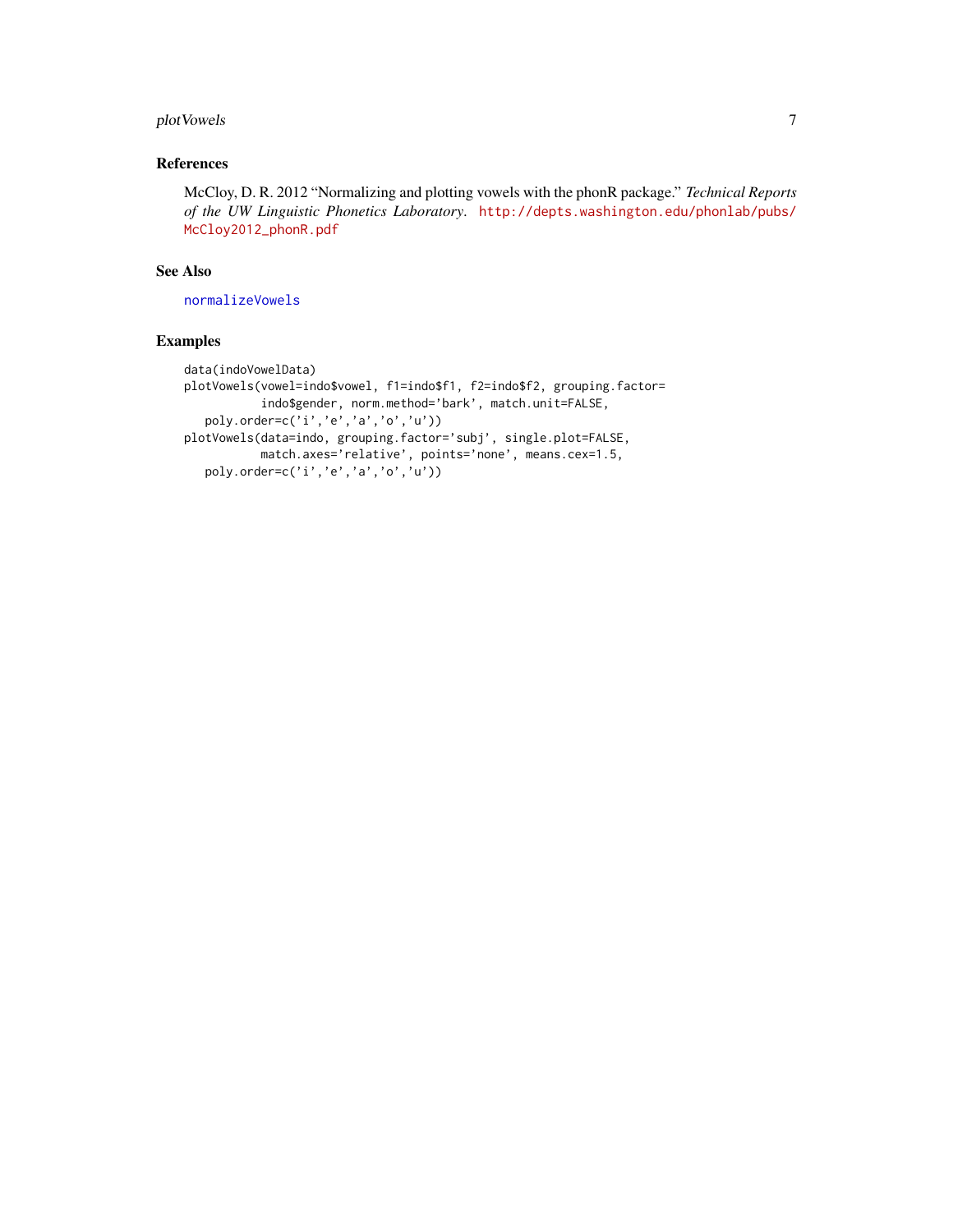## References

McCloy, D. R. 2012 "Normalizing and plotting vowels with the phonR package." *Technical Reports of the UW Linguistic Phonetics Laboratory*. http://depts.washington.edu/phonlab/pubs/McCloy2012_phonR.pdf

## See Also

normalizeVowels

## Examples

```
data(indoVowelData)
plotVowels(vowel=indo$vowel, f1=indo$f1, f2=indo$f2, grouping.factor=
          indo$gender, norm.method='bark', match.unit=FALSE,
   poly.order=c('i','e','a','o','u'))
plotVowels(data=indo, grouping.factor='subj', single.plot=FALSE,
          match.axes='relative', points='none', means.cex=1.5,
   poly.order=c('i','e','a','o','u'))
```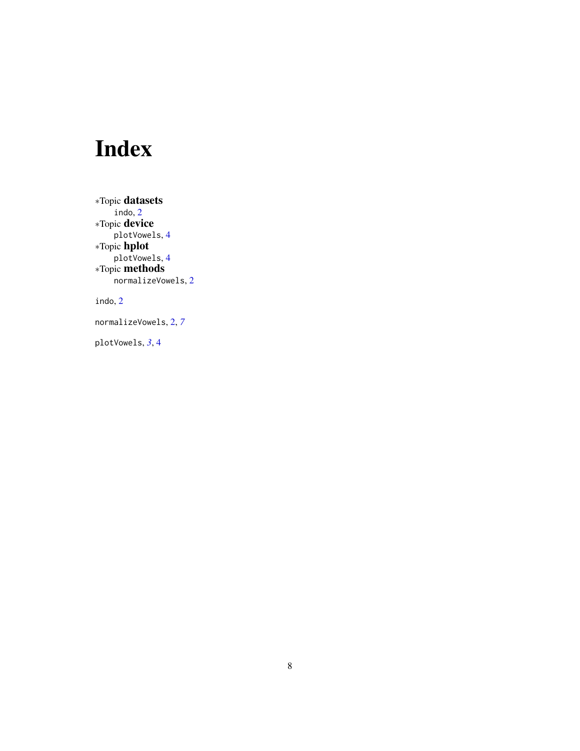# Index

∗Topic **datasets**
  `indo`, 2
∗Topic **device**
  `plotVowels`, 4
∗Topic **hplot**
  `plotVowels`, 4
∗Topic **methods**
  `normalizeVowels`, 2

`indo`, 2

`normalizeVowels`, 2, *7*

`plotVowels`, *3*, 4